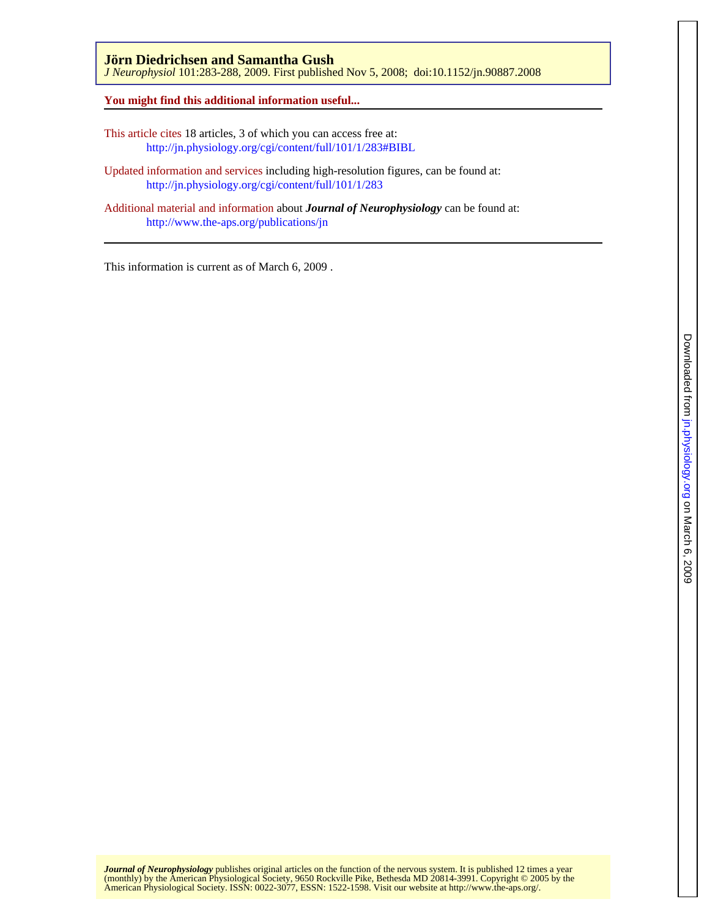**Jörn Diedrichsen and Samantha Gush**
*J Neurophysiol* 101:283-288, 2009. First published Nov 5, 2008; doi:10.1152/jn.90887.2008

**You might find this additional information useful...**

This article cites 18 articles, 3 of which you can access free at:
http://jn.physiology.org/cgi/content/full/101/1/283#BIBL

Updated information and services including high-resolution figures, can be found at:
http://jn.physiology.org/cgi/content/full/101/1/283

Additional material and information about ***Journal of Neurophysiology*** can be found at:
http://www.the-aps.org/publications/jn

This information is current as of March 6, 2009 .

Downloaded from jn.physiology.org on March 6, 2009

***Journal of Neurophysiology*** publishes original articles on the function of the nervous system. It is published 12 times a year (monthly) by the American Physiological Society, 9650 Rockville Pike, Bethesda MD 20814-3991. Copyright © 2005 by the American Physiological Society. ISSN: 0022-3077, ESSN: 1522-1598. Visit our website at http://www.the-aps.org/.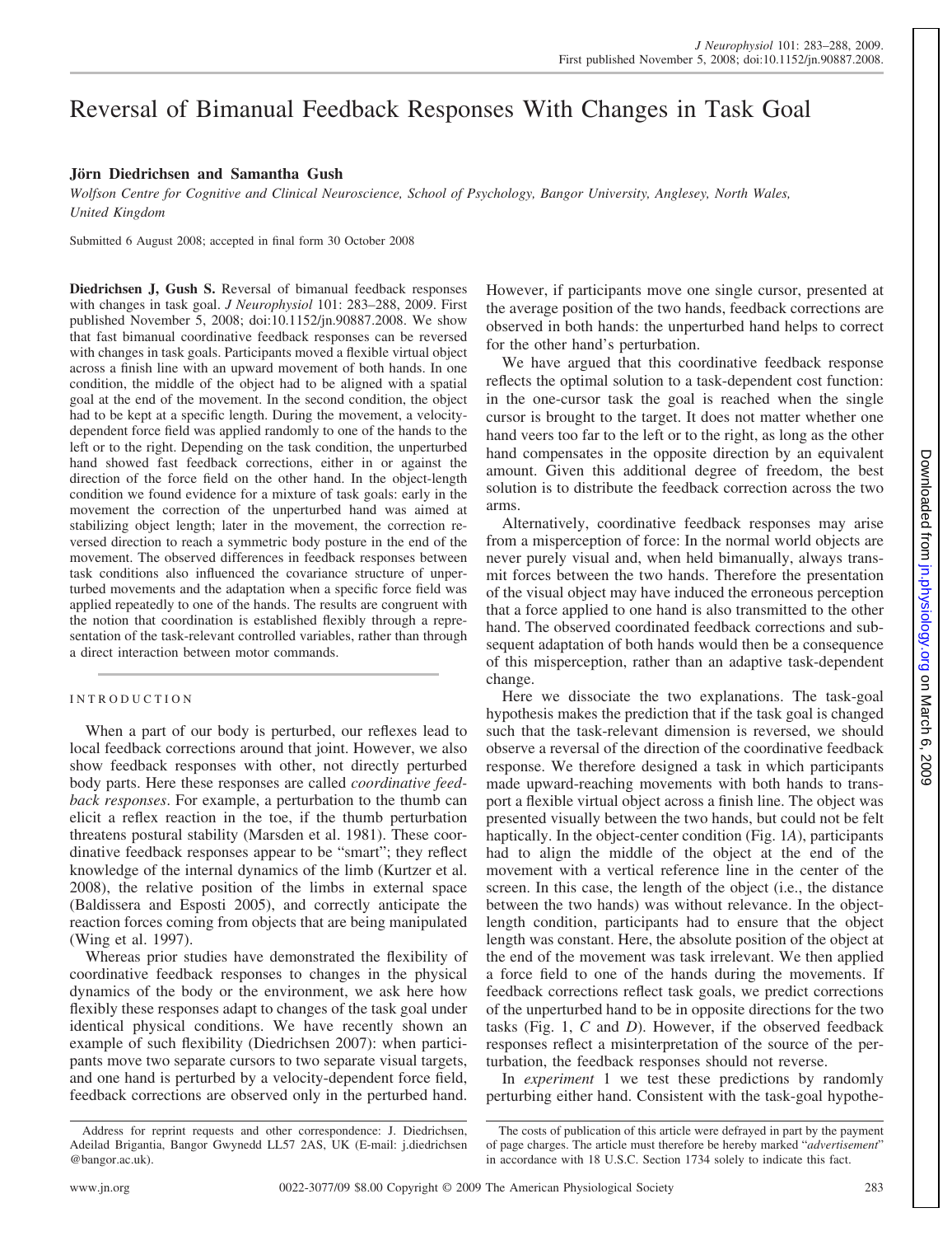# Reversal of Bimanual Feedback Responses With Changes in Task Goal

**Jörn Diedrichsen and Samantha Gush**

*Wolfson Centre for Cognitive and Clinical Neuroscience, School of Psychology, Bangor University, Anglesey, North Wales, United Kingdom*

Submitted 6 August 2008; accepted in final form 30 October 2008

**Diedrichsen J, Gush S.** Reversal of bimanual feedback responses with changes in task goal. *J Neurophysiol* 101: 283–288, 2009. First published November 5, 2008; doi:10.1152/jn.90887.2008. We show that fast bimanual coordinative feedback responses can be reversed with changes in task goals. Participants moved a flexible virtual object across a finish line with an upward movement of both hands. In one condition, the middle of the object had to be aligned with a spatial goal at the end of the movement. In the second condition, the object had to be kept at a specific length. During the movement, a velocity-dependent force field was applied randomly to one of the hands to the left or to the right. Depending on the task condition, the unperturbed hand showed fast feedback corrections, either in or against the direction of the force field on the other hand. In the object-length condition we found evidence for a mixture of task goals: early in the movement the correction of the unperturbed hand was aimed at stabilizing object length; later in the movement, the correction reversed direction to reach a symmetric body posture in the end of the movement. The observed differences in feedback responses between task conditions also influenced the covariance structure of unperturbed movements and the adaptation when a specific force field was applied repeatedly to one of the hands. The results are congruent with the notion that coordination is established flexibly through a representation of the task-relevant controlled variables, rather than through a direct interaction between motor commands.

## INTRODUCTION

When a part of our body is perturbed, our reflexes lead to local feedback corrections around that joint. However, we also show feedback responses with other, not directly perturbed body parts. Here these responses are called *coordinative feedback responses*. For example, a perturbation to the thumb can elicit a reflex reaction in the toe, if the thumb perturbation threatens postural stability (Marsden et al. 1981). These coordinative feedback responses appear to be "smart"; they reflect knowledge of the internal dynamics of the limb (Kurtzer et al. 2008), the relative position of the limbs in external space (Baldissera and Esposti 2005), and correctly anticipate the reaction forces coming from objects that are being manipulated (Wing et al. 1997).

Whereas prior studies have demonstrated the flexibility of coordinative feedback responses to changes in the physical dynamics of the body or the environment, we ask here how flexibly these responses adapt to changes of the task goal under identical physical conditions. We have recently shown an example of such flexibility (Diedrichsen 2007): when participants move two separate cursors to two separate visual targets, and one hand is perturbed by a velocity-dependent force field, feedback corrections are observed only in the perturbed hand. However, if participants move one single cursor, presented at the average position of the two hands, feedback corrections are observed in both hands: the unperturbed hand helps to correct for the other hand's perturbation.

We have argued that this coordinative feedback response reflects the optimal solution to a task-dependent cost function: in the one-cursor task the goal is reached when the single cursor is brought to the target. It does not matter whether one hand veers too far to the left or to the right, as long as the other hand compensates in the opposite direction by an equivalent amount. Given this additional degree of freedom, the best solution is to distribute the feedback correction across the two arms.

Alternatively, coordinative feedback responses may arise from a misperception of force: In the normal world objects are never purely visual and, when held bimanually, always transmit forces between the two hands. Therefore the presentation of the visual object may have induced the erroneous perception that a force applied to one hand is also transmitted to the other hand. The observed coordinated feedback corrections and subsequent adaptation of both hands would then be a consequence of this misperception, rather than an adaptive task-dependent change.

Here we dissociate the two explanations. The task-goal hypothesis makes the prediction that if the task goal is changed such that the task-relevant dimension is reversed, we should observe a reversal of the direction of the coordinative feedback response. We therefore designed a task in which participants made upward-reaching movements with both hands to transport a flexible virtual object across a finish line. The object was presented visually between the two hands, but could not be felt haptically. In the object-center condition (Fig. 1*A*), participants had to align the middle of the object at the end of the movement with a vertical reference line in the center of the screen. In this case, the length of the object (i.e., the distance between the two hands) was without relevance. In the object-length condition, participants had to ensure that the object length was constant. Here, the absolute position of the object at the end of the movement was task irrelevant. We then applied a force field to one of the hands during the movements. If feedback corrections reflect task goals, we predict corrections of the unperturbed hand to be in opposite directions for the two tasks (Fig. 1, *C* and *D*). However, if the observed feedback responses reflect a misinterpretation of the source of the perturbation, the feedback responses should not reverse.

In *experiment 1* we test these predictions by randomly perturbing either hand. Consistent with the task-goal hypothe-

---

Address for reprint requests and other correspondence: J. Diedrichsen, Adeilad Brigantia, Bangor Gwynedd LL57 2AS, UK (E-mail: j.diedrichsen@bangor.ac.uk).

The costs of publication of this article were defrayed in part by the payment of page charges. The article must therefore be hereby marked "*advertisement*" in accordance with 18 U.S.C. Section 1734 solely to indicate this fact.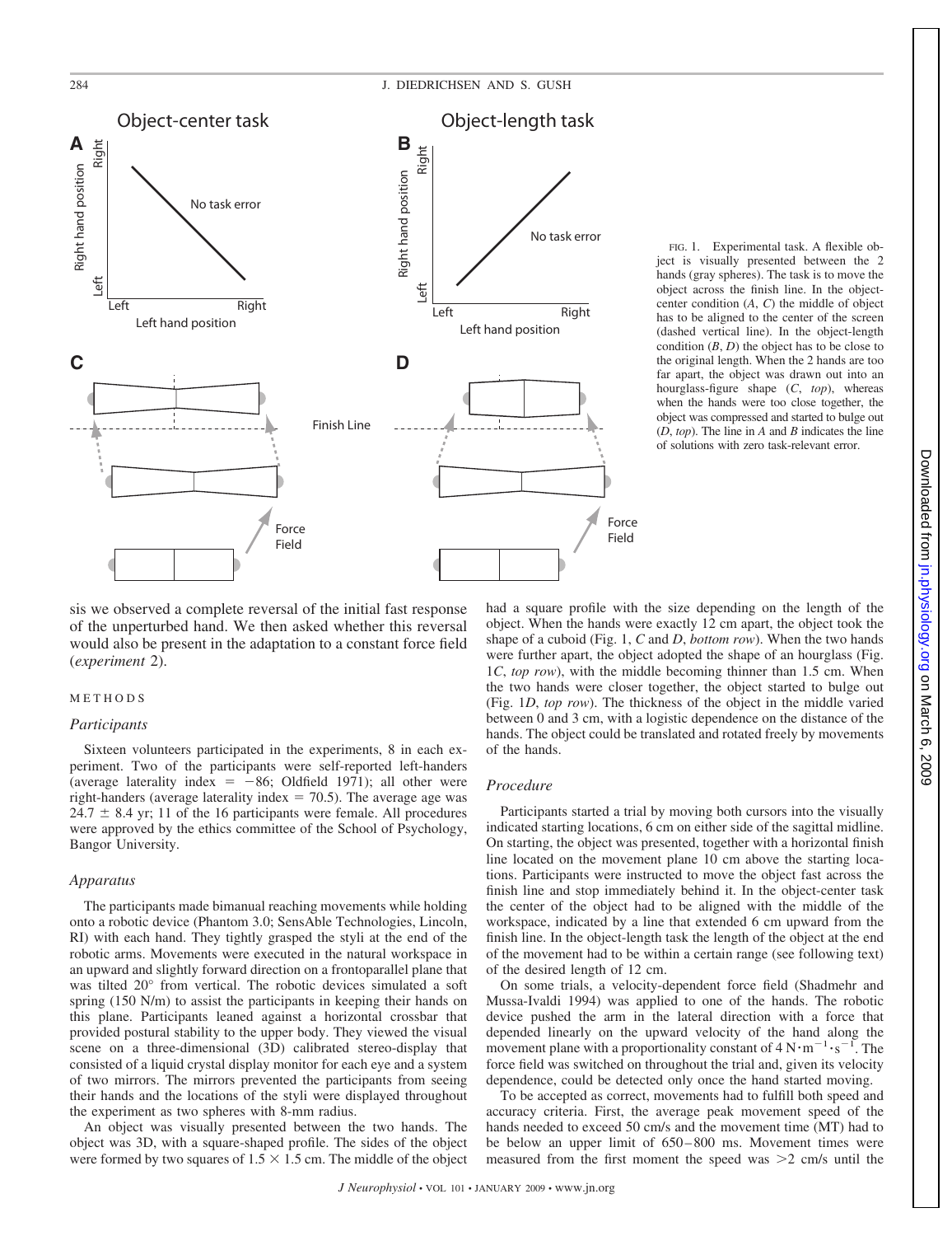FIG. 1. Experimental task. A flexible object is visually presented between the 2 hands (gray spheres). The task is to move the object across the finish line. In the object-center condition (*A*, *C*) the middle of object has to be aligned to the center of the screen (dashed vertical line). In the object-length condition (*B*, *D*) the object has to be close to the original length. When the 2 hands are too far apart, the object was drawn out into an hourglass-figure shape (*C*, *top*), whereas when the hands were too close together, the object was compressed and started to bulge out (*D*, *top*). The line in *A* and *B* indicates the line of solutions with zero task-relevant error.

sis we observed a complete reversal of the initial fast response of the unperturbed hand. We then asked whether this reversal would also be present in the adaptation to a constant force field (*experiment 2*).

## METHODS

### *Participants*

Sixteen volunteers participated in the experiments, 8 in each experiment. Two of the participants were self-reported left-handers (average laterality index = −86; Oldfield 1971); all other were right-handers (average laterality index = 70.5). The average age was 24.7 ± 8.4 yr; 11 of the 16 participants were female. All procedures were approved by the ethics committee of the School of Psychology, Bangor University.

### *Apparatus*

The participants made bimanual reaching movements while holding onto a robotic device (Phantom 3.0; SensAble Technologies, Lincoln, RI) with each hand. They tightly grasped the styli at the end of the robotic arms. Movements were executed in the natural workspace in an upward and slightly forward direction on a frontoparallel plane that was tilted 20° from vertical. The robotic devices simulated a soft spring (150 N/m) to assist the participants in keeping their hands on this plane. Participants leaned against a horizontal crossbar that provided postural stability to the upper body. They viewed the visual scene on a three-dimensional (3D) calibrated stereo-display that consisted of a liquid crystal display monitor for each eye and a system of two mirrors. The mirrors prevented the participants from seeing their hands and the locations of the styli were displayed throughout the experiment as two spheres with 8-mm radius.

An object was visually presented between the two hands. The object was 3D, with a square-shaped profile. The sides of the object were formed by two squares of 1.5 × 1.5 cm. The middle of the object had a square profile with the size depending on the length of the object. When the hands were exactly 12 cm apart, the object took the shape of a cuboid (Fig. 1, *C* and *D*, *bottom row*). When the two hands were further apart, the object adopted the shape of an hourglass (Fig. 1*C*, *top row*), with the middle becoming thinner than 1.5 cm. When the two hands were closer together, the object started to bulge out (Fig. 1*D*, *top row*). The thickness of the object in the middle varied between 0 and 3 cm, with a logistic dependence on the distance of the hands. The object could be translated and rotated freely by movements of the hands.

### *Procedure*

Participants started a trial by moving both cursors into the visually indicated starting locations, 6 cm on either side of the sagittal midline. On starting, the object was presented, together with a horizontal finish line located on the movement plane 10 cm above the starting locations. Participants were instructed to move the object fast across the finish line and stop immediately behind it. In the object-center task the center of the object had to be aligned with the middle of the workspace, indicated by a line that extended 6 cm upward from the finish line. In the object-length task the length of the object at the end of the movement had to be within a certain range (see following text) of the desired length of 12 cm.

On some trials, a velocity-dependent force field (Shadmehr and Mussa-Ivaldi 1994) was applied to one of the hands. The robotic device pushed the arm in the lateral direction with a force that depended linearly on the upward velocity of the hand along the movement plane with a proportionality constant of $4 \text{ N} \cdot \text{m}^{-1} \cdot \text{s}^{-1}$. The force field was switched on throughout the trial and, given its velocity dependence, could be detected only once the hand started moving.

To be accepted as correct, movements had to fulfill both speed and accuracy criteria. First, the average peak movement speed of the hands needed to exceed 50 cm/s and the movement time (MT) had to be below an upper limit of 650–800 ms. Movement times were measured from the first moment the speed was >2 cm/s until the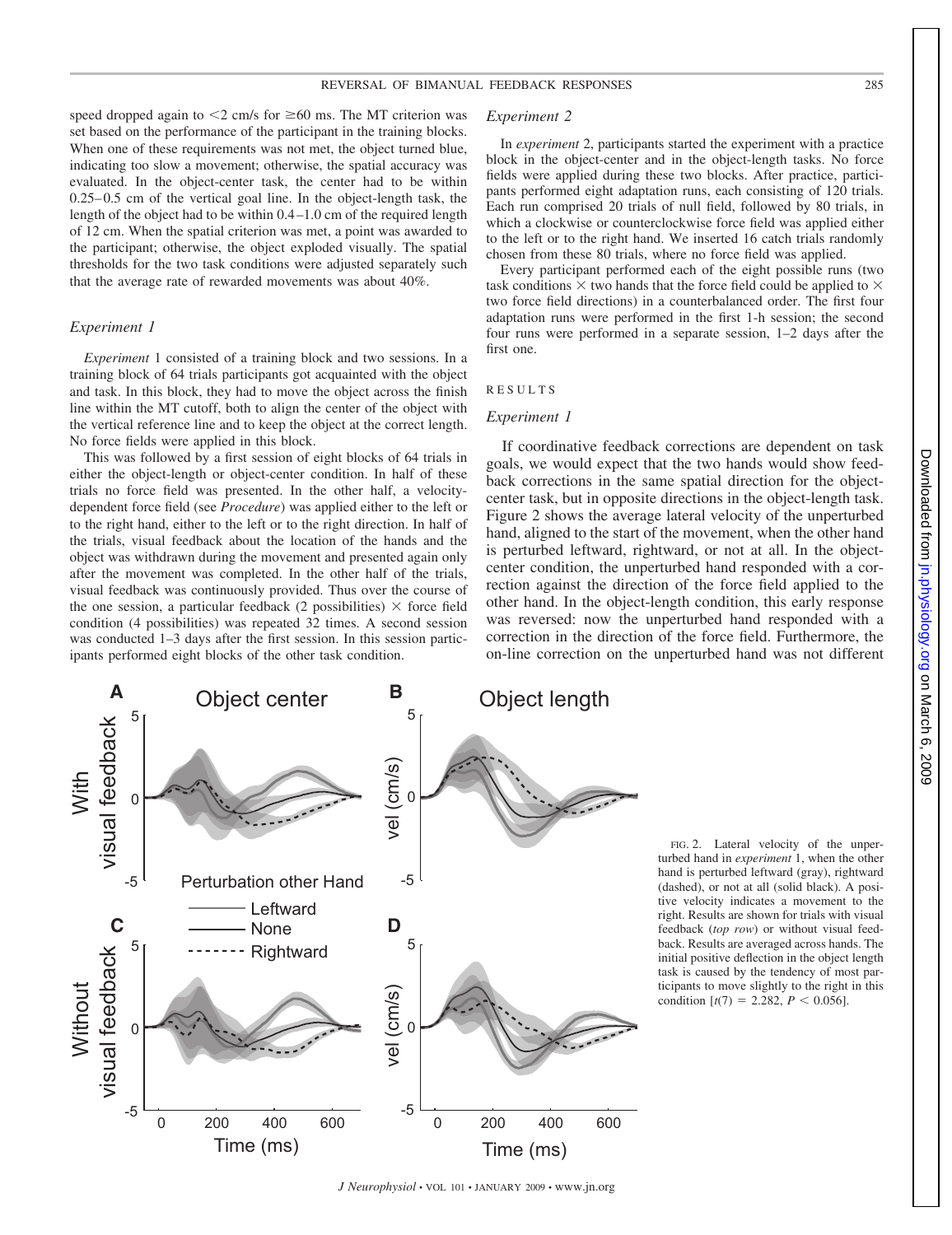speed dropped again to <2 cm/s for ≥60 ms. The MT criterion was set based on the performance of the participant in the training blocks. When one of these requirements was not met, the object turned blue, indicating too slow a movement; otherwise, the spatial accuracy was evaluated. In the object-center task, the center had to be within 0.25–0.5 cm of the vertical goal line. In the object-length task, the length of the object had to be within 0.4–1.0 cm of the required length of 12 cm. When the spatial criterion was met, a point was awarded to the participant; otherwise, the object exploded visually. The spatial thresholds for the two task conditions were adjusted separately such that the average rate of rewarded movements was about 40%.

### *Experiment 1*

*Experiment* 1 consisted of a training block and two sessions. In a training block of 64 trials participants got acquainted with the object and task. In this block, they had to move the object across the finish line within the MT cutoff, both to align the center of the object with the vertical reference line and to keep the object at the correct length. No force fields were applied in this block.

This was followed by a first session of eight blocks of 64 trials in either the object-length or object-center condition. In half of these trials no force field was presented. In the other half, a velocity-dependent force field (see *Procedure*) was applied either to the left or to the right hand, either to the left or to the right direction. In half of the trials, visual feedback about the location of the hands and the object was withdrawn during the movement and presented again only after the movement was completed. In the other half of the trials, visual feedback was continuously provided. Thus over the course of the one session, a particular feedback (2 possibilities) × force field condition (4 possibilities) was repeated 32 times. A second session was conducted 1–3 days after the first session. In this session participants performed eight blocks of the other task condition.

### *Experiment 2*

In *experiment* 2, participants started the experiment with a practice block in the object-center and in the object-length tasks. No force fields were applied during these two blocks. After practice, participants performed eight adaptation runs, each consisting of 120 trials. Each run comprised 20 trials of null field, followed by 80 trials, in which a clockwise or counterclockwise force field was applied either to the left or to the right hand. We inserted 16 catch trials randomly chosen from these 80 trials, where no force field was applied.

Every participant performed each of the eight possible runs (two task conditions × two hands that the force field could be applied to × two force field directions) in a counterbalanced order. The first four adaptation runs were performed in the first 1-h session; the second four runs were performed in a separate session, 1–2 days after the first one.

## RESULTS

### *Experiment 1*

If coordinative feedback corrections are dependent on task goals, we would expect that the two hands would show feedback corrections in the same spatial direction for the object-center task, but in opposite directions in the object-length task. Figure 2 shows the average lateral velocity of the unperturbed hand, aligned to the start of the movement, when the other hand is perturbed leftward, rightward, or not at all. In the object-center condition, the unperturbed hand responded with a correction against the direction of the force field applied to the other hand. In the object-length condition, this early response was reversed: now the unperturbed hand responded with a correction in the direction of the force field. Furthermore, the on-line correction on the unperturbed hand was not different

FIG. 2. Lateral velocity of the unperturbed hand in *experiment* 1, when the other hand is perturbed leftward (gray), rightward (dashed), or not at all (solid black). A positive velocity indicates a movement to the right. Results are shown for trials with visual feedback (*top row*) or without visual feedback. Results are averaged across hands. The initial positive deflection in the object length task is caused by the tendency of most participants to move slightly to the right in this condition [$t(7) = 2.282$, $P < 0.056$].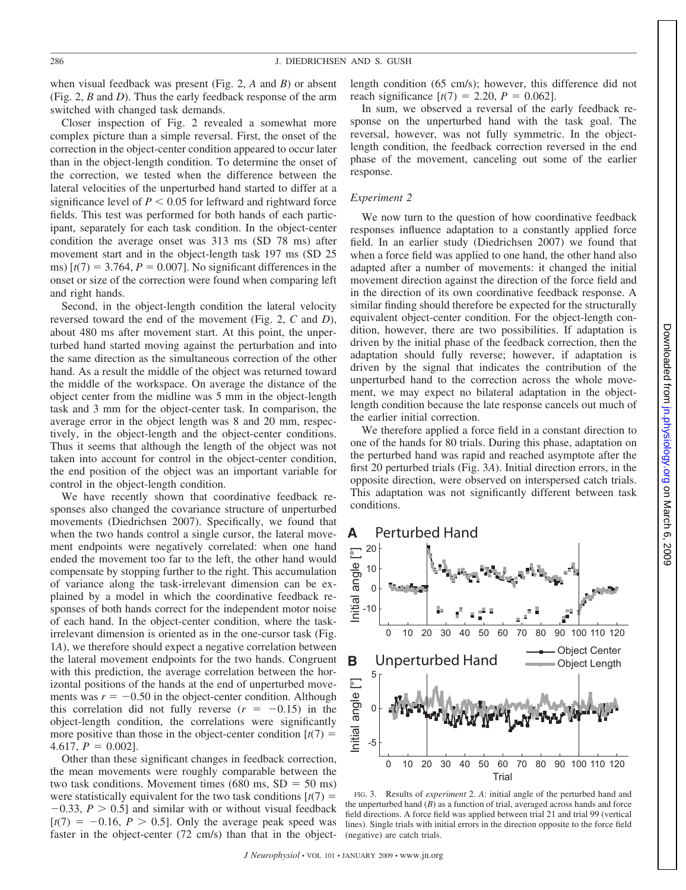when visual feedback was present (Fig. 2, *A* and *B*) or absent (Fig. 2, *B* and *D*). Thus the early feedback response of the arm switched with changed task demands.

Closer inspection of Fig. 2 revealed a somewhat more complex picture than a simple reversal. First, the onset of the correction in the object-center condition appeared to occur later than in the object-length condition. To determine the onset of the correction, we tested when the difference between the lateral velocities of the unperturbed hand started to differ at a significance level of $P < 0.05$ for leftward and rightward force fields. This test was performed for both hands of each participant, separately for each task condition. In the object-center condition the average onset was 313 ms (SD 78 ms) after movement start and in the object-length task 197 ms (SD 25 ms) [$t(7) = 3.764$, $P = 0.007$]. No significant differences in the onset or size of the correction were found when comparing left and right hands.

Second, in the object-length condition the lateral velocity reversed toward the end of the movement (Fig. 2, *C* and *D*), about 480 ms after movement start. At this point, the unperturbed hand started moving against the perturbation and into the same direction as the simultaneous correction of the other hand. As a result the middle of the object was returned toward the middle of the workspace. On average the distance of the object center from the midline was 5 mm in the object-length task and 3 mm for the object-center task. In comparison, the average error in the object length was 8 and 20 mm, respectively, in the object-length and the object-center conditions. Thus it seems that although the length of the object was not taken into account for control in the object-center condition, the end position of the object was an important variable for control in the object-length condition.

We have recently shown that coordinative feedback responses also changed the covariance structure of unperturbed movements (Diedrichsen 2007). Specifically, we found that when the two hands control a single cursor, the lateral movement endpoints were negatively correlated: when one hand ended the movement too far to the left, the other hand would compensate by stopping further to the right. This accumulation of variance along the task-irrelevant dimension can be explained by a model in which the coordinative feedback responses of both hands correct for the independent motor noise of each hand. In the object-center condition, where the task-irrelevant dimension is oriented as in the one-cursor task (Fig. 1*A*), we therefore should expect a negative correlation between the lateral movement endpoints for the two hands. Congruent with this prediction, the average correlation between the horizontal positions of the hands at the end of unperturbed movements was $r = -0.50$ in the object-center condition. Although this correlation did not fully reverse ($r = -0.15$) in the object-length condition, the correlations were significantly more positive than those in the object-center condition [$t(7) = 4.617$, $P = 0.002$].

Other than these significant changes in feedback correction, the mean movements were roughly comparable between the two task conditions. Movement times (680 ms, SD = 50 ms) were statistically equivalent for the two task conditions [$t(7) = -0.33$, $P > 0.5$] and similar with or without visual feedback [$t(7) = -0.16$, $P > 0.5$]. Only the average peak speed was faster in the object-center (72 cm/s) than that in the object-length condition (65 cm/s); however, this difference did not reach significance [$t(7) = 2.20$, $P = 0.062$].

In sum, we observed a reversal of the early feedback response on the unperturbed hand with the task goal. The reversal, however, was not fully symmetric. In the object-length condition, the feedback correction reversed in the end phase of the movement, canceling out some of the earlier response.

### *Experiment 2*

We now turn to the question of how coordinative feedback responses influence adaptation to a constantly applied force field. In an earlier study (Diedrichsen 2007) we found that when a force field was applied to one hand, the other hand also adapted after a number of movements: it changed the initial movement direction against the direction of the force field and in the direction of its own coordinative feedback response. A similar finding should therefore be expected for the structurally equivalent object-center condition. For the object-length condition, however, there are two possibilities. If adaptation is driven by the initial phase of the feedback correction, then the adaptation should fully reverse; however, if adaptation is driven by the signal that indicates the contribution of the unperturbed hand to the correction across the whole movement, we may expect no bilateral adaptation in the object-length condition because the late response cancels out much of the earlier initial correction.

We therefore applied a force field in a constant direction to one of the hands for 80 trials. During this phase, adaptation on the perturbed hand was rapid and reached asymptote after the first 20 perturbed trials (Fig. 3*A*). Initial direction errors, in the opposite direction, were observed on interspersed catch trials. This adaptation was not significantly different between task conditions.

FIG. 3. Results of *experiment* 2. *A*: initial angle of the perturbed hand and the unperturbed hand (*B*) as a function of trial, averaged across hands and force field directions. A force field was applied between trial 21 and trial 99 (vertical lines). Single trials with initial errors in the direction opposite to the force field (negative) are catch trials.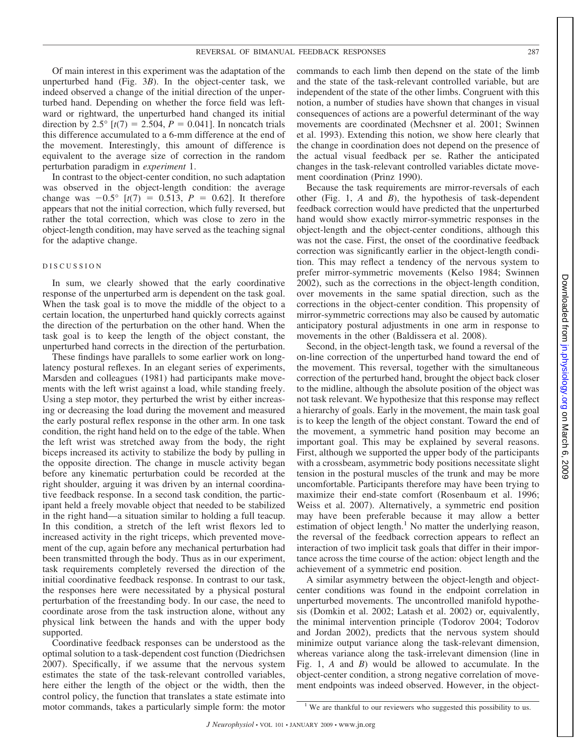Of main interest in this experiment was the adaptation of the unperturbed hand (Fig. 3*B*). In the object-center task, we indeed observed a change of the initial direction of the unperturbed hand. Depending on whether the force field was leftward or rightward, the unperturbed hand changed its initial direction by 2.5° [$t(7) = 2.504$, $P = 0.041$]. In noncatch trials this difference accumulated to a 6-mm difference at the end of the movement. Interestingly, this amount of difference is equivalent to the average size of correction in the random perturbation paradigm in *experiment* 1.

In contrast to the object-center condition, no such adaptation was observed in the object-length condition: the average change was −0.5° [$t(7) = 0.513$, $P = 0.62$]. It therefore appears that not the initial correction, which fully reversed, but rather the total correction, which was close to zero in the object-length condition, may have served as the teaching signal for the adaptive change.

## DISCUSSION

In sum, we clearly showed that the early coordinative response of the unperturbed arm is dependent on the task goal. When the task goal is to move the middle of the object to a certain location, the unperturbed hand quickly corrects against the direction of the perturbation on the other hand. When the task goal is to keep the length of the object constant, the unperturbed hand corrects in the direction of the perturbation.

These findings have parallels to some earlier work on long-latency postural reflexes. In an elegant series of experiments, Marsden and colleagues (1981) had participants make movements with the left wrist against a load, while standing freely. Using a step motor, they perturbed the wrist by either increasing or decreasing the load during the movement and measured the early postural reflex response in the other arm. In one task condition, the right hand held on to the edge of the table. When the left wrist was stretched away from the body, the right biceps increased its activity to stabilize the body by pulling in the opposite direction. The change in muscle activity began before any kinematic perturbation could be recorded at the right shoulder, arguing it was driven by an internal coordinative feedback response. In a second task condition, the participant held a freely movable object that needed to be stabilized in the right hand—a situation similar to holding a full teacup. In this condition, a stretch of the left wrist flexors led to increased activity in the right triceps, which prevented movement of the cup, again before any mechanical perturbation had been transmitted through the body. Thus as in our experiment, task requirements completely reversed the direction of the initial coordinative feedback response. In contrast to our task, the responses here were necessitated by a physical postural perturbation of the freestanding body. In our case, the need to coordinate arose from the task instruction alone, without any physical link between the hands and with the upper body supported.

Coordinative feedback responses can be understood as the optimal solution to a task-dependent cost function (Diedrichsen 2007). Specifically, if we assume that the nervous system estimates the state of the task-relevant controlled variables, here either the length of the object or the width, then the control policy, the function that translates a state estimate into motor commands, takes a particularly simple form: the motor commands to each limb then depend on the state of the limb and the state of the task-relevant controlled variable, but are independent of the state of the other limbs. Congruent with this notion, a number of studies have shown that changes in visual consequences of actions are a powerful determinant of the way movements are coordinated (Mechsner et al. 2001; Swinnen et al. 1993). Extending this notion, we show here clearly that the change in coordination does not depend on the presence of the actual visual feedback per se. Rather the anticipated changes in the task-relevant controlled variables dictate movement coordination (Prinz 1990).

Because the task requirements are mirror-reversals of each other (Fig. 1, *A* and *B*), the hypothesis of task-dependent feedback correction would have predicted that the unperturbed hand would show exactly mirror-symmetric responses in the object-length and the object-center conditions, although this was not the case. First, the onset of the coordinative feedback correction was significantly earlier in the object-length condition. This may reflect a tendency of the nervous system to prefer mirror-symmetric movements (Kelso 1984; Swinnen 2002), such as the corrections in the object-length condition, over movements in the same spatial direction, such as the corrections in the object-center condition. This propensity of mirror-symmetric corrections may also be caused by automatic anticipatory postural adjustments in one arm in response to movements in the other (Baldissera et al. 2008).

Second, in the object-length task, we found a reversal of the on-line correction of the unperturbed hand toward the end of the movement. This reversal, together with the simultaneous correction of the perturbed hand, brought the object back closer to the midline, although the absolute position of the object was not task relevant. We hypothesize that this response may reflect a hierarchy of goals. Early in the movement, the main task goal is to keep the length of the object constant. Toward the end of the movement, a symmetric hand position may become an important goal. This may be explained by several reasons. First, although we supported the upper body of the participants with a crossbeam, asymmetric body positions necessitate slight tension in the postural muscles of the trunk and may be more uncomfortable. Participants therefore may have been trying to maximize their end-state comfort (Rosenbaum et al. 1996; Weiss et al. 2007). Alternatively, a symmetric end position may have been preferable because it may allow a better estimation of object length.[1] No matter the underlying reason, the reversal of the feedback correction appears to reflect an interaction of two implicit task goals that differ in their importance across the time course of the action: object length and the achievement of a symmetric end position.

A similar asymmetry between the object-length and object-center conditions was found in the endpoint correlation in unperturbed movements. The uncontrolled manifold hypothesis (Domkin et al. 2002; Latash et al. 2002) or, equivalently, the minimal intervention principle (Todorov 2004; Todorov and Jordan 2002), predicts that the nervous system should minimize output variance along the task-relevant dimension, whereas variance along the task-irrelevant dimension (line in Fig. 1, *A* and *B*) would be allowed to accumulate. In the object-center condition, a strong negative correlation of movement endpoints was indeed observed. However, in the object-

[1] We are thankful to our reviewers who suggested this possibility to us.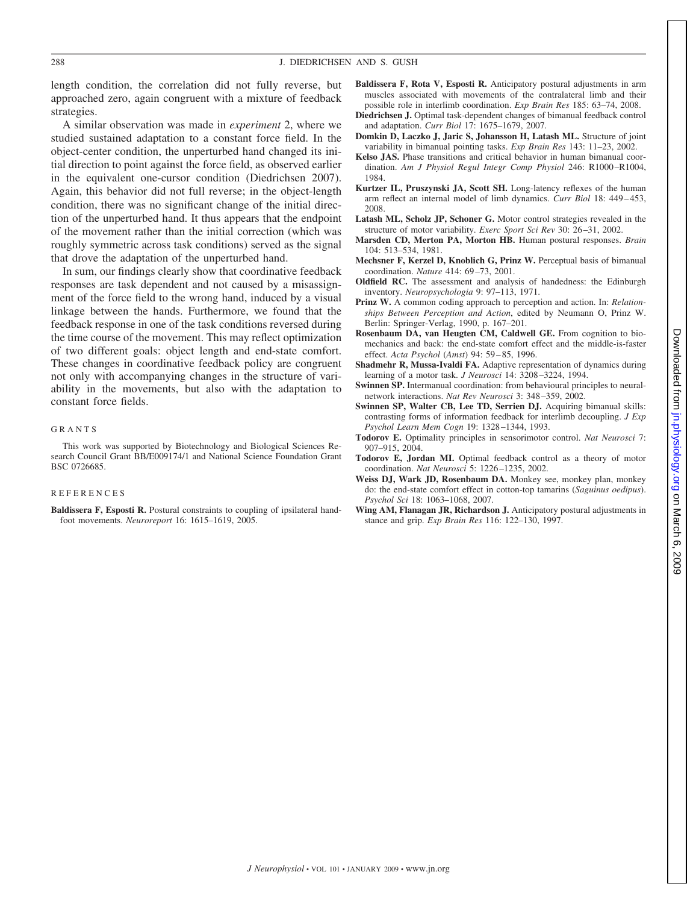length condition, the correlation did not fully reverse, but approached zero, again congruent with a mixture of feedback strategies.

A similar observation was made in *experiment* 2, where we studied sustained adaptation to a constant force field. In the object-center condition, the unperturbed hand changed its initial direction to point against the force field, as observed earlier in the equivalent one-cursor condition (Diedrichsen 2007). Again, this behavior did not full reverse; in the object-length condition, there was no significant change of the initial direction of the unperturbed hand. It thus appears that the endpoint of the movement rather than the initial correction (which was roughly symmetric across task conditions) served as the signal that drove the adaptation of the unperturbed hand.

In sum, our findings clearly show that coordinative feedback responses are task dependent and not caused by a misassignment of the force field to the wrong hand, induced by a visual linkage between the hands. Furthermore, we found that the feedback response in one of the task conditions reversed during the time course of the movement. This may reflect optimization of two different goals: object length and end-state comfort. These changes in coordinative feedback policy are congruent not only with accompanying changes in the structure of variability in the movements, but also with the adaptation to constant force fields.

## GRANTS

This work was supported by Biotechnology and Biological Sciences Research Council Grant BB/E009174/1 and National Science Foundation Grant BSC 0726685.

## REFERENCES

**Baldissera F, Esposti R.** Postural constraints to coupling of ipsilateral hand-foot movements. *Neuroreport* 16: 1615–1619, 2005.

**Baldissera F, Rota V, Esposti R.** Anticipatory postural adjustments in arm muscles associated with movements of the contralateral limb and their possible role in interlimb coordination. *Exp Brain Res* 185: 63–74, 2008.

**Diedrichsen J.** Optimal task-dependent changes of bimanual feedback control and adaptation. *Curr Biol* 17: 1675–1679, 2007.

**Domkin D, Laczko J, Jaric S, Johansson H, Latash ML.** Structure of joint variability in bimanual pointing tasks. *Exp Brain Res* 143: 11–23, 2002.

**Kelso JAS.** Phase transitions and critical behavior in human bimanual coordination. *Am J Physiol Regul Integr Comp Physiol* 246: R1000–R1004, 1984.

**Kurtzer IL, Pruszynski JA, Scott SH.** Long-latency reflexes of the human arm reflect an internal model of limb dynamics. *Curr Biol* 18: 449–453, 2008.

**Latash ML, Scholz JP, Schoner G.** Motor control strategies revealed in the structure of motor variability. *Exerc Sport Sci Rev* 30: 26–31, 2002.

**Marsden CD, Merton PA, Morton HB.** Human postural responses. *Brain* 104: 513–534, 1981.

**Mechsner F, Kerzel D, Knoblich G, Prinz W.** Perceptual basis of bimanual coordination. *Nature* 414: 69–73, 2001.

**Oldfield RC.** The assessment and analysis of handedness: the Edinburgh inventory. *Neuropsychologia* 9: 97–113, 1971.

**Prinz W.** A common coding approach to perception and action. In: *Relationships Between Perception and Action*, edited by Neumann O, Prinz W. Berlin: Springer-Verlag, 1990, p. 167–201.

**Rosenbaum DA, van Heugten CM, Caldwell GE.** From cognition to biomechanics and back: the end-state comfort effect and the middle-is-faster effect. *Acta Psychol* (*Amst*) 94: 59–85, 1996.

**Shadmehr R, Mussa-Ivaldi FA.** Adaptive representation of dynamics during learning of a motor task. *J Neurosci* 14: 3208–3224, 1994.

**Swinnen SP.** Intermanual coordination: from behavioural principles to neural-network interactions. *Nat Rev Neurosci* 3: 348–359, 2002.

**Swinnen SP, Walter CB, Lee TD, Serrien DJ.** Acquiring bimanual skills: contrasting forms of information feedback for interlimb decoupling. *J Exp Psychol Learn Mem Cogn* 19: 1328–1344, 1993.

**Todorov E.** Optimality principles in sensorimotor control. *Nat Neurosci* 7: 907–915, 2004.

**Todorov E, Jordan MI.** Optimal feedback control as a theory of motor coordination. *Nat Neurosci* 5: 1226–1235, 2002.

**Weiss DJ, Wark JD, Rosenbaum DA.** Monkey see, monkey plan, monkey do: the end-state comfort effect in cotton-top tamarins (*Saguinus oedipus*). *Psychol Sci* 18: 1063–1068, 2007.

**Wing AM, Flanagan JR, Richardson J.** Anticipatory postural adjustments in stance and grip. *Exp Brain Res* 116: 122–130, 1997.